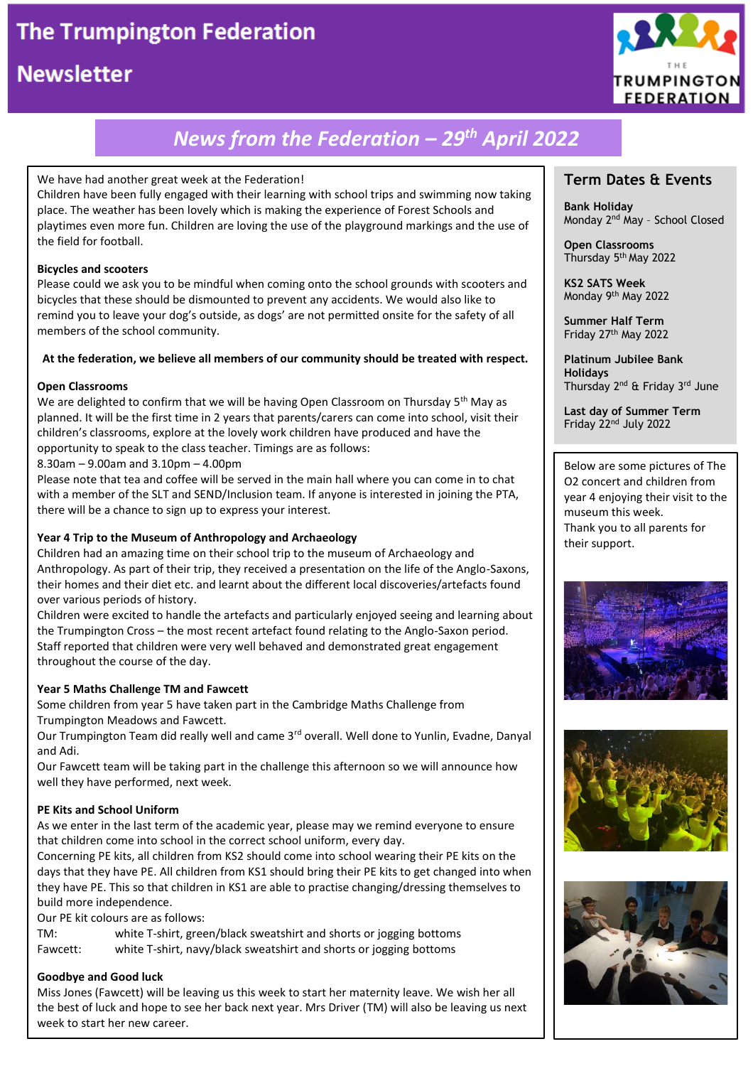# The Trumpington Federation Newsletter

## News from the Federation – 29th April 2022

We have had another great week at the Federation!

Children have been fully engaged with their learning with school trips and swimming now taking place. The weather has been lovely which is making the experience of Forest Schools and playtimes even more fun. Children are loving the use of the playground markings and the use of the field for football.

### Bicycles and scooters

Please could we ask you to be mindful when coming onto the school grounds with scooters and bicycles that these should be dismounted to prevent any accidents. We would also like to remind you to leave your dog's outside, as dogs' are not permitted onsite for the safety of all members of the school community.

**At the federation, we believe all members of our community should be treated with respect.**

### Open Classrooms

We are delighted to confirm that we will be having Open Classroom on Thursday 5th May as planned. It will be the first time in 2 years that parents/carers can come into school, visit their children's classrooms, explore at the lovely work children have produced and have the opportunity to speak to the class teacher. Timings are as follows:

8.30am – 9.00am and 3.10pm – 4.00pm

Please note that tea and coffee will be served in the main hall where you can come in to chat with a member of the SLT and SEND/Inclusion team. If anyone is interested in joining the PTA, there will be a chance to sign up to express your interest.

### Year 4 Trip to the Museum of Anthropology and Archaeology

Children had an amazing time on their school trip to the museum of Archaeology and Anthropology. As part of their trip, they received a presentation on the life of the Anglo-Saxons, their homes and their diet etc. and learnt about the different local discoveries/artefacts found over various periods of history.

Children were excited to handle the artefacts and particularly enjoyed seeing and learning about the Trumpington Cross – the most recent artefact found relating to the Anglo-Saxon period. Staff reported that children were very well behaved and demonstrated great engagement throughout the course of the day.

### Year 5 Maths Challenge TM and Fawcett

Some children from year 5 have taken part in the Cambridge Maths Challenge from Trumpington Meadows and Fawcett.

Our Trumpington Team did really well and came 3rd overall. Well done to Yunlin, Evadne, Danyal and Adi.

Our Fawcett team will be taking part in the challenge this afternoon so we will announce how well they have performed, next week.

### PE Kits and School Uniform

As we enter in the last term of the academic year, please may we remind everyone to ensure that children come into school in the correct school uniform, every day.

Concerning PE kits, all children from KS2 should come into school wearing their PE kits on the days that they have PE. All children from KS1 should bring their PE kits to get changed into when they have PE. This so that children in KS1 are able to practise changing/dressing themselves to build more independence.

Our PE kit colours are as follows:

TM: white T-shirt, green/black sweatshirt and shorts or jogging bottoms

Fawcett: white T-shirt, navy/black sweatshirt and shorts or jogging bottoms

### Goodbye and Good luck

Miss Jones (Fawcett) will be leaving us this week to start her maternity leave. We wish her all the best of luck and hope to see her back next year. Mrs Driver (TM) will also be leaving us next week to start her new career.

## Term Dates & Events

**Bank Holiday**
Monday 2nd May - School Closed

**Open Classrooms**
Thursday 5th May 2022

**KS2 SATS Week**
Monday 9th May 2022

**Summer Half Term**
Friday 27th May 2022

**Platinum Jubilee Bank Holidays**
Thursday 2nd & Friday 3rd June

**Last day of Summer Term**
Friday 22nd July 2022

Below are some pictures of The O2 concert and children from year 4 enjoying their visit to the museum this week.

Thank you to all parents for their support.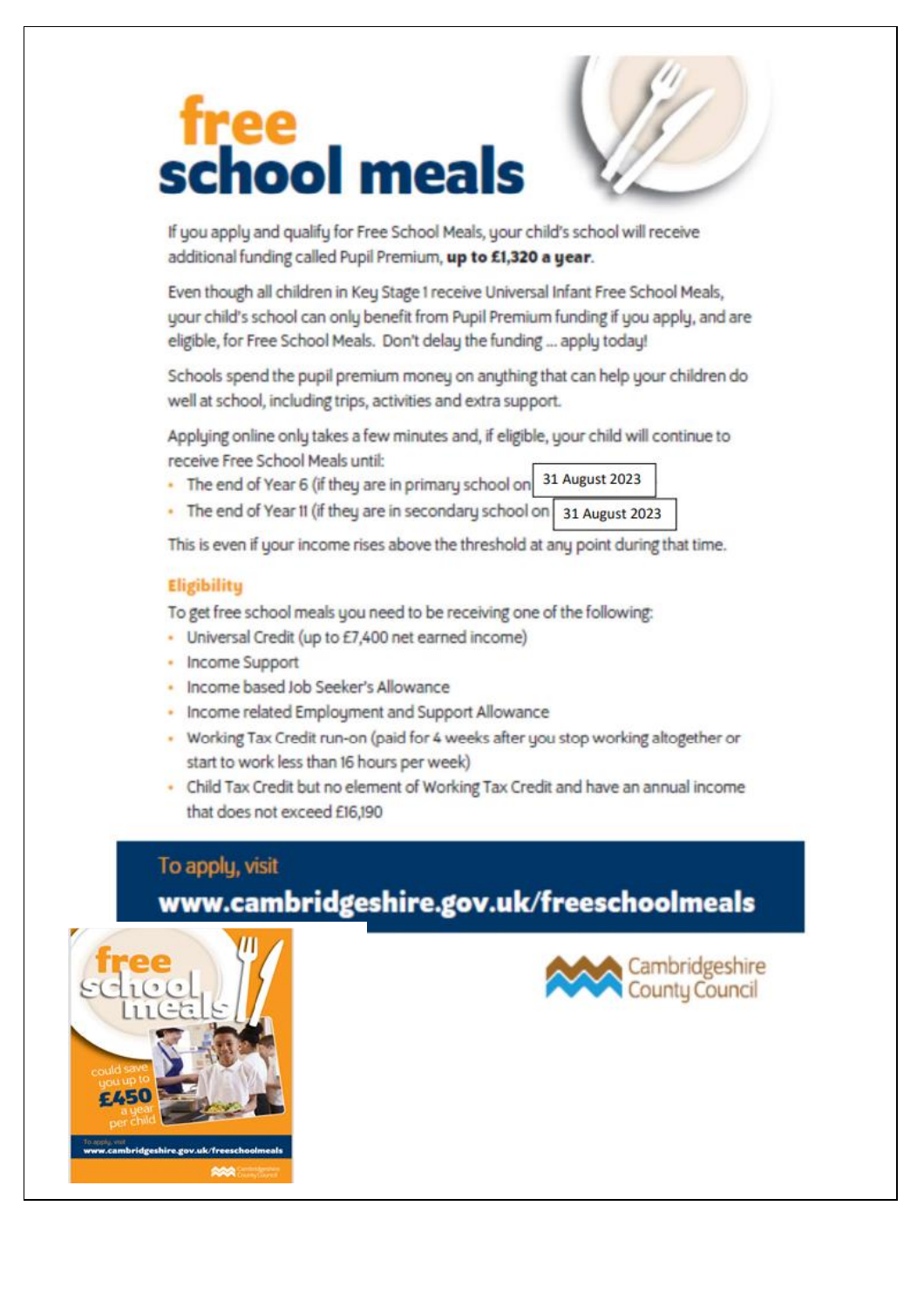# free school meals

If you apply and qualify for Free School Meals, your child's school will receive additional funding called Pupil Premium, **up to £1,320 a year**.

Even though all children in Key Stage 1 receive Universal Infant Free School Meals, your child's school can only benefit from Pupil Premium funding if you apply, and are eligible, for Free School Meals. Don't delay the funding ... apply today!

Schools spend the pupil premium money on anything that can help your children do well at school, including trips, activities and extra support.

Applying online only takes a few minutes and, if eligible, your child will continue to receive Free School Meals until:

- The end of Year 6 (if they are in primary school on 31 August 2023
- The end of Year 11 (if they are in secondary school on 31 August 2023

This is even if your income rises above the threshold at any point during that time.

## Eligibility

To get free school meals you need to be receiving one of the following:

- Universal Credit (up to £7,400 net earned income)
- Income Support
- Income based Job Seeker's Allowance
- Income related Employment and Support Allowance
- Working Tax Credit run-on (paid for 4 weeks after you stop working altogether or start to work less than 16 hours per week)
- Child Tax Credit but no element of Working Tax Credit and have an annual income that does not exceed £16,190

To apply, visit
**www.cambridgeshire.gov.uk/freeschoolmeals**

free school meals

could save you up to £450 a year per child

To apply, visit www.cambridgeshire.gov.uk/freeschoolmeals

Cambridgeshire County Council